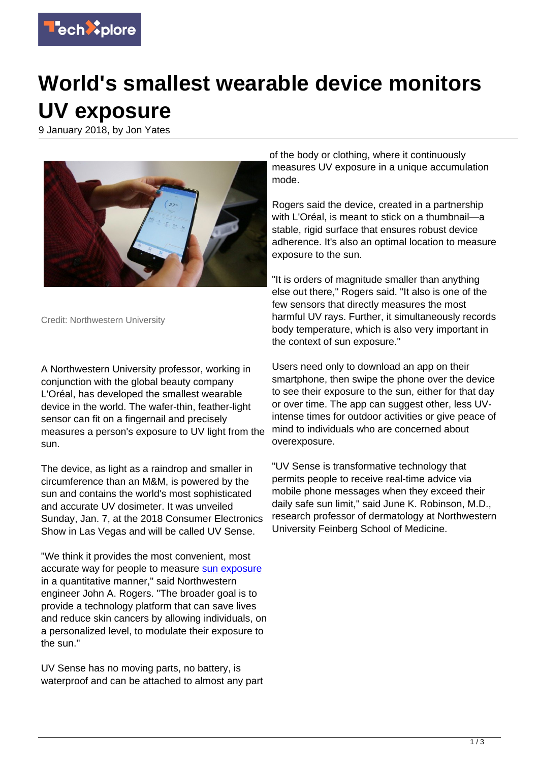# World's smallest wearable device monitors UV exposure

9 January 2018, by Jon Yates

Credit: Northwestern University

A Northwestern University professor, working in conjunction with the global beauty company L'Oréal, has developed the smallest wearable device in the world. The wafer-thin, feather-light sensor can fit on a fingernail and precisely measures a person's exposure to UV light from the sun.

The device, as light as a raindrop and smaller in circumference than an M&M, is powered by the sun and contains the world's most sophisticated and accurate UV dosimeter. It was unveiled Sunday, Jan. 7, at the 2018 Consumer Electronics Show in Las Vegas and will be called UV Sense.

"We think it provides the most convenient, most accurate way for people to measure sun exposure in a quantitative manner," said Northwestern engineer John A. Rogers. "The broader goal is to provide a technology platform that can save lives and reduce skin cancers by allowing individuals, on a personalized level, to modulate their exposure to the sun."

UV Sense has no moving parts, no battery, is waterproof and can be attached to almost any part of the body or clothing, where it continuously measures UV exposure in a unique accumulation mode.

Rogers said the device, created in a partnership with L'Oréal, is meant to stick on a thumbnail—a stable, rigid surface that ensures robust device adherence. It's also an optimal location to measure exposure to the sun.

"It is orders of magnitude smaller than anything else out there," Rogers said. "It also is one of the few sensors that directly measures the most harmful UV rays. Further, it simultaneously records body temperature, which is also very important in the context of sun exposure."

Users need only to download an app on their smartphone, then swipe the phone over the device to see their exposure to the sun, either for that day or over time. The app can suggest other, less UV-intense times for outdoor activities or give peace of mind to individuals who are concerned about overexposure.

"UV Sense is transformative technology that permits people to receive real-time advice via mobile phone messages when they exceed their daily safe sun limit," said June K. Robinson, M.D., research professor of dermatology at Northwestern University Feinberg School of Medicine.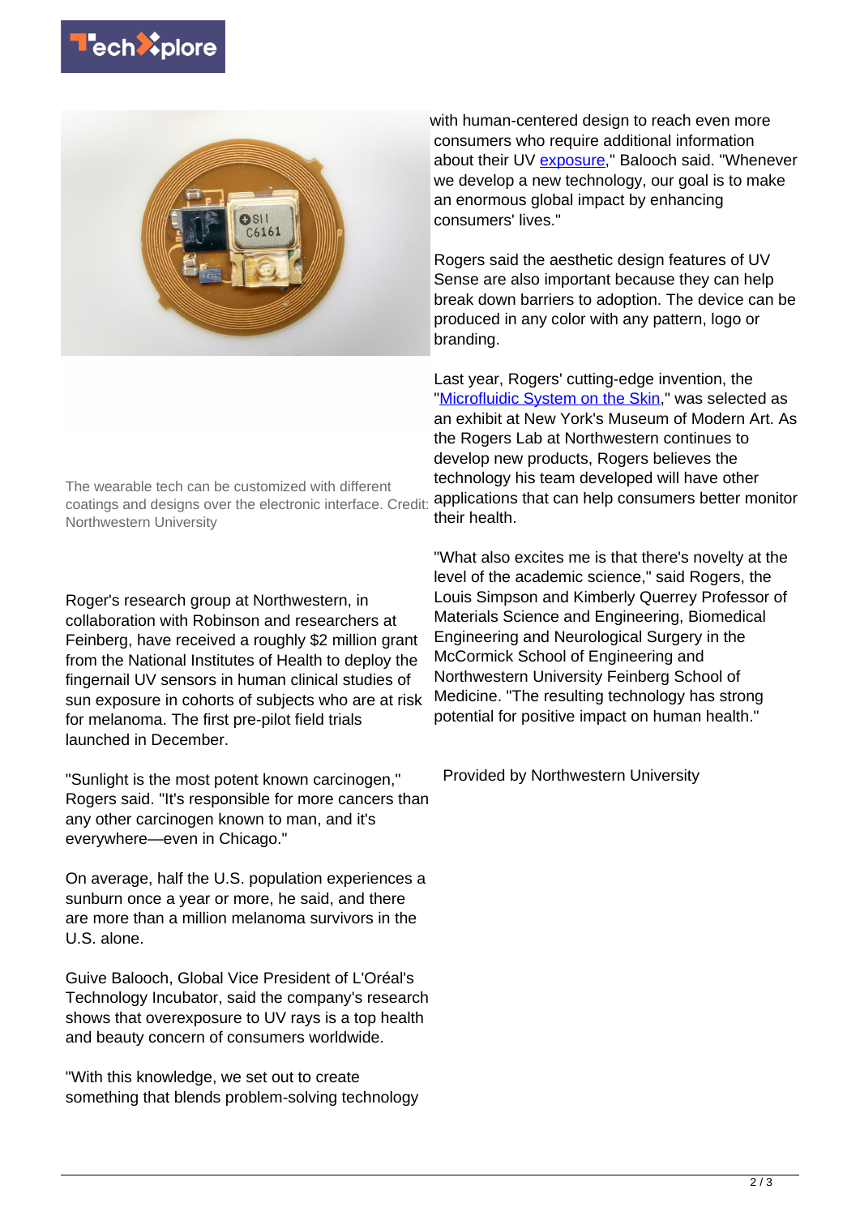The wearable tech can be customized with different coatings and designs over the electronic interface. Credit: Northwestern University

Roger's research group at Northwestern, in collaboration with Robinson and researchers at Feinberg, have received a roughly $2 million grant from the National Institutes of Health to deploy the fingernail UV sensors in human clinical studies of sun exposure in cohorts of subjects who are at risk for melanoma. The first pre-pilot field trials launched in December.

"Sunlight is the most potent known carcinogen," Rogers said. "It's responsible for more cancers than any other carcinogen known to man, and it's everywhere—even in Chicago."

On average, half the U.S. population experiences a sunburn once a year or more, he said, and there are more than a million melanoma survivors in the U.S. alone.

Guive Balooch, Global Vice President of L'Oréal's Technology Incubator, said the company's research shows that overexposure to UV rays is a top health and beauty concern of consumers worldwide.

"With this knowledge, we set out to create something that blends problem-solving technology with human-centered design to reach even more consumers who require additional information about their UV exposure," Balooch said. "Whenever we develop a new technology, our goal is to make an enormous global impact by enhancing consumers' lives."

Rogers said the aesthetic design features of UV Sense are also important because they can help break down barriers to adoption. The device can be produced in any color with any pattern, logo or branding.

Last year, Rogers' cutting-edge invention, the "Microfluidic System on the Skin," was selected as an exhibit at New York's Museum of Modern Art. As the Rogers Lab at Northwestern continues to develop new products, Rogers believes the technology his team developed will have other applications that can help consumers better monitor their health.

"What also excites me is that there's novelty at the level of the academic science," said Rogers, the Louis Simpson and Kimberly Querrey Professor of Materials Science and Engineering, Biomedical Engineering and Neurological Surgery in the McCormick School of Engineering and Northwestern University Feinberg School of Medicine. "The resulting technology has strong potential for positive impact on human health."

Provided by Northwestern University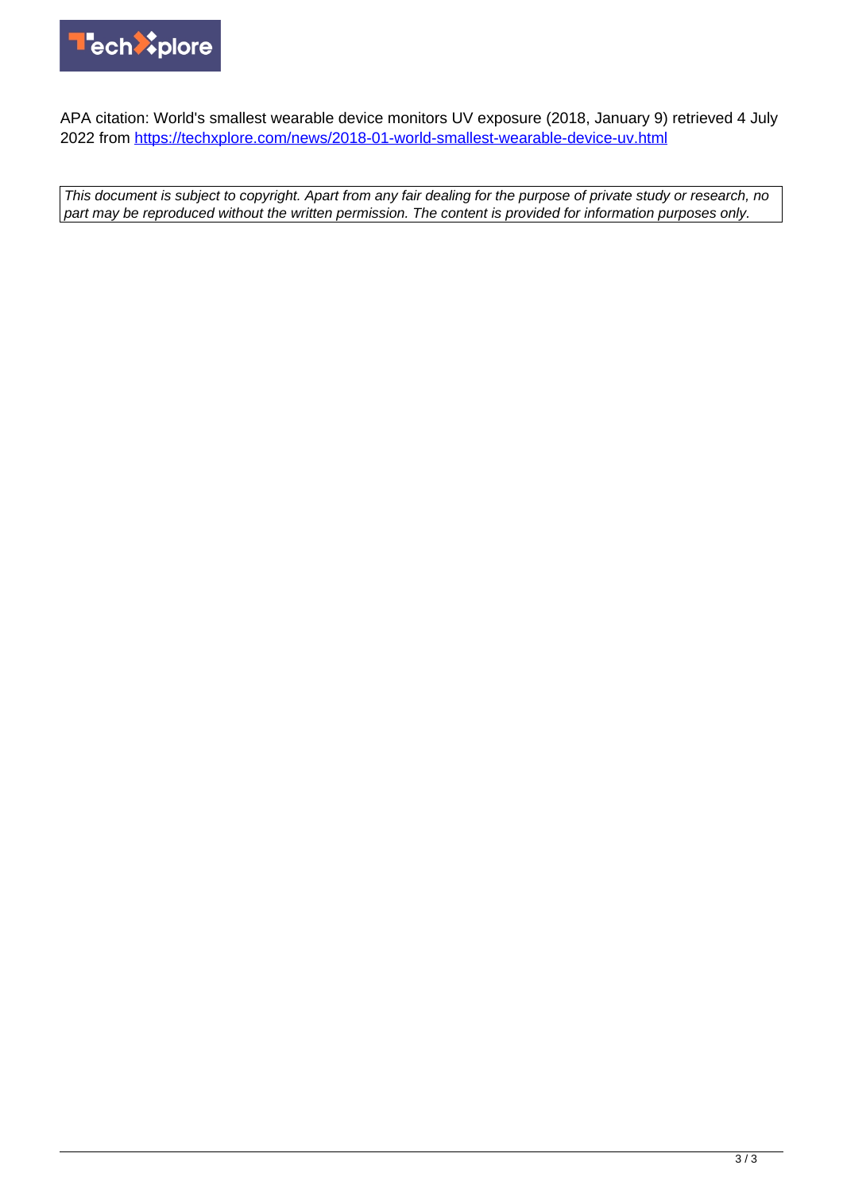APA citation: World's smallest wearable device monitors UV exposure (2018, January 9) retrieved 4 July 2022 from https://techxplore.com/news/2018-01-world-smallest-wearable-device-uv.html

*This document is subject to copyright. Apart from any fair dealing for the purpose of private study or research, no part may be reproduced without the written permission. The content is provided for information purposes only.*